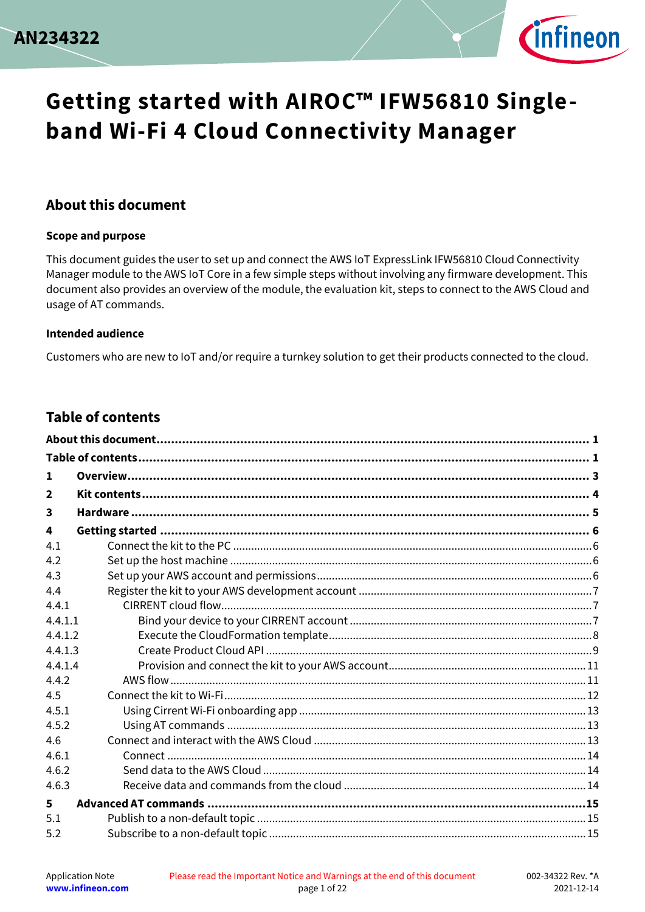AN234322

# Getting started with AIROC™ IFW56810 Single-band Wi-Fi 4 Cloud Connectivity Manager

## About this document

### Scope and purpose

This document guides the user to set up and connect the AWS IoT ExpressLink IFW56810 Cloud Connectivity Manager module to the AWS IoT Core in a few simple steps without involving any firmware development. This document also provides an overview of the module, the evaluation kit, steps to connect to the AWS Cloud and usage of AT commands.

### Intended audience

Customers who are new to IoT and/or require a turnkey solution to get their products connected to the cloud.

## Table of contents

**About this document** ........................................ **1**
**Table of contents** ........................................ **1**
**1 Overview** ........................................ **3**
**2 Kit contents** ........................................ **4**
**3 Hardware** ........................................ **5**
**4 Getting started** ........................................ **6**
4.1 Connect the kit to the PC ........................................ 6
4.2 Set up the host machine ........................................ 6
4.3 Set up your AWS account and permissions ........................................ 6
4.4 Register the kit to your AWS development account ........................................ 7
4.4.1 CIRRENT cloud flow ........................................ 7
4.4.1.1 Bind your device to your CIRRENT account ........................................ 7
4.4.1.2 Execute the CloudFormation template ........................................ 8
4.4.1.3 Create Product Cloud API ........................................ 9
4.4.1.4 Provision and connect the kit to your AWS account ........................................ 11
4.4.2 AWS flow ........................................ 11
4.5 Connect the kit to Wi-Fi ........................................ 12
4.5.1 Using Cirrent Wi-Fi onboarding app ........................................ 13
4.5.2 Using AT commands ........................................ 13
4.6 Connect and interact with the AWS Cloud ........................................ 13
4.6.1 Connect ........................................ 14
4.6.2 Send data to the AWS Cloud ........................................ 14
4.6.3 Receive data and commands from the cloud ........................................ 14
**5 Advanced AT commands** ........................................ **15**
5.1 Publish to a non-default topic ........................................ 15
5.2 Subscribe to a non-default topic ........................................ 15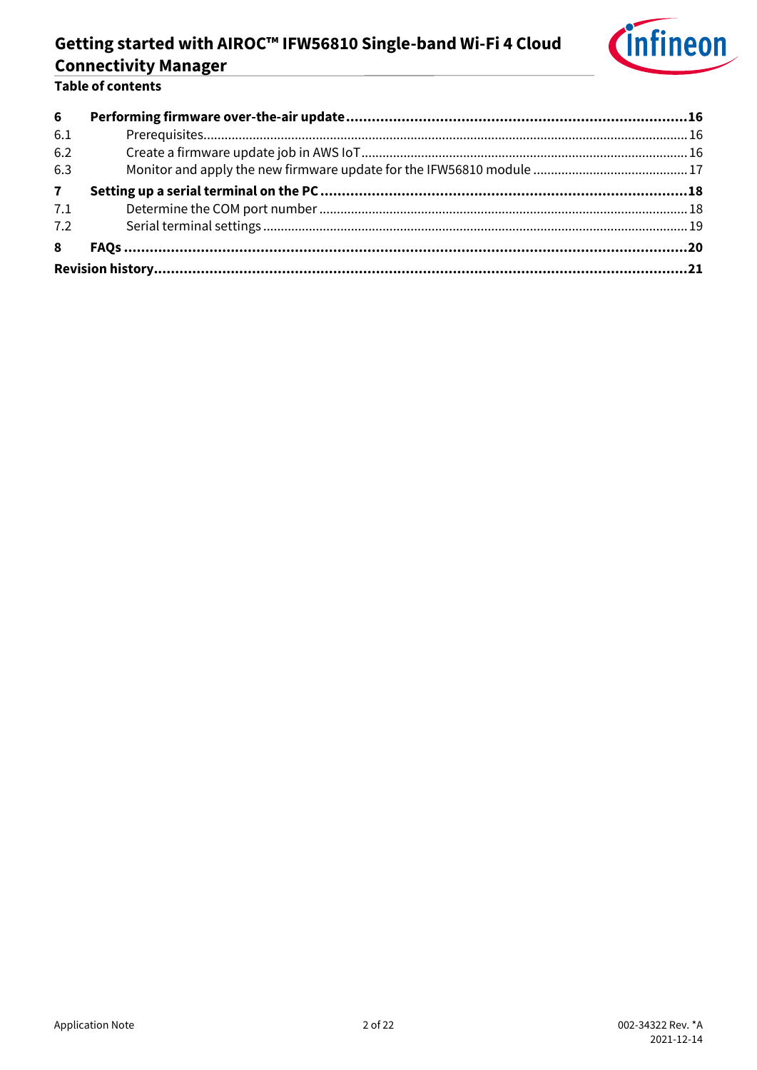**Table of contents**

| | | |
|---|---|---|
| **6** | **Performing firmware over-the-air update** | **16** |
| 6.1 | Prerequisites | 16 |
| 6.2 | Create a firmware update job in AWS IoT | 16 |
| 6.3 | Monitor and apply the new firmware update for the IFW56810 module | 17 |
| **7** | **Setting up a serial terminal on the PC** | **18** |
| 7.1 | Determine the COM port number | 18 |
| 7.2 | Serial terminal settings | 19 |
| **8** | **FAQs** | **20** |
| **Revision history** | | **21** |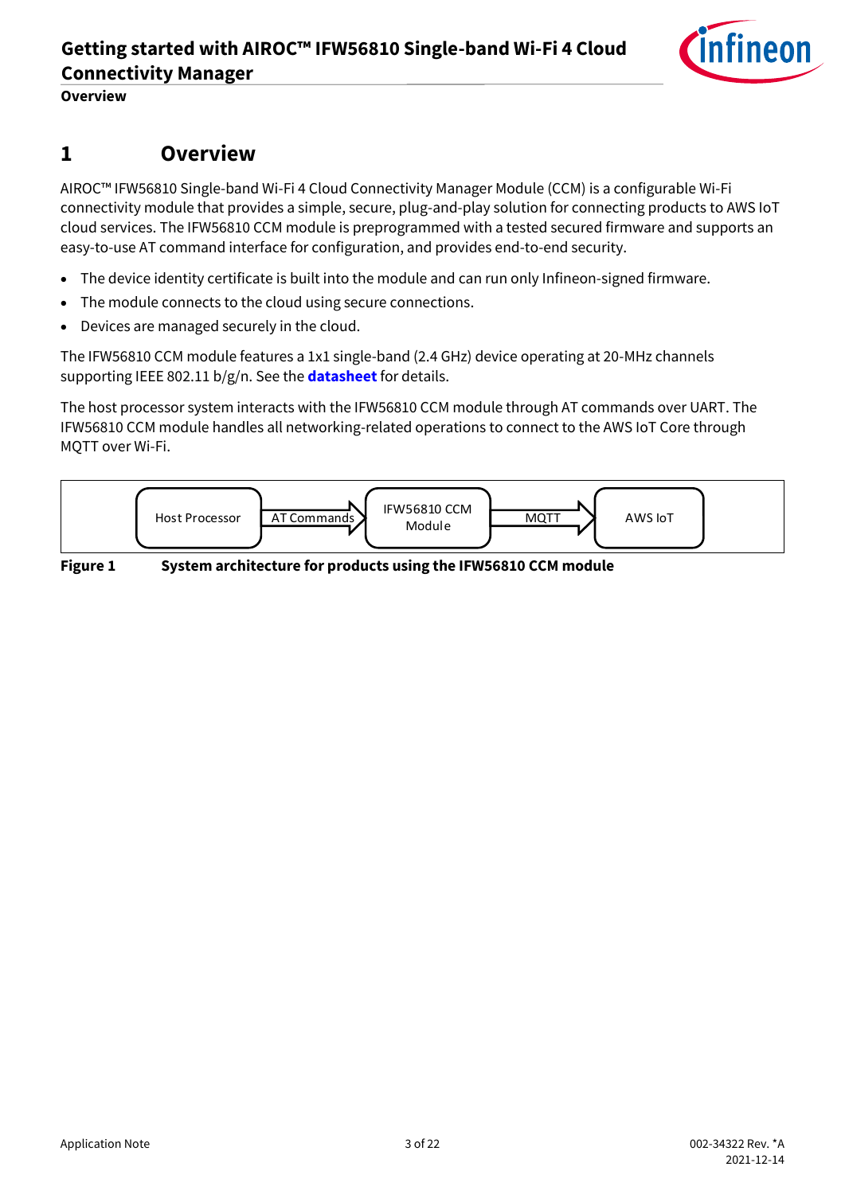# 1 Overview

AIROC™ IFW56810 Single-band Wi-Fi 4 Cloud Connectivity Manager Module (CCM) is a configurable Wi-Fi connectivity module that provides a simple, secure, plug-and-play solution for connecting products to AWS IoT cloud services. The IFW56810 CCM module is preprogrammed with a tested secured firmware and supports an easy-to-use AT command interface for configuration, and provides end-to-end security.

- The device identity certificate is built into the module and can run only Infineon-signed firmware.
- The module connects to the cloud using secure connections.
- Devices are managed securely in the cloud.

The IFW56810 CCM module features a 1x1 single-band (2.4 GHz) device operating at 20-MHz channels supporting IEEE 802.11 b/g/n. See the **datasheet** for details.

The host processor system interacts with the IFW56810 CCM module through AT commands over UART. The IFW56810 CCM module handles all networking-related operations to connect to the AWS IoT Core through MQTT over Wi-Fi.

Host Processor → AT Commands → IFW56810 CCM Module → MQTT → AWS IoT

**Figure 1** **System architecture for products using the IFW56810 CCM module**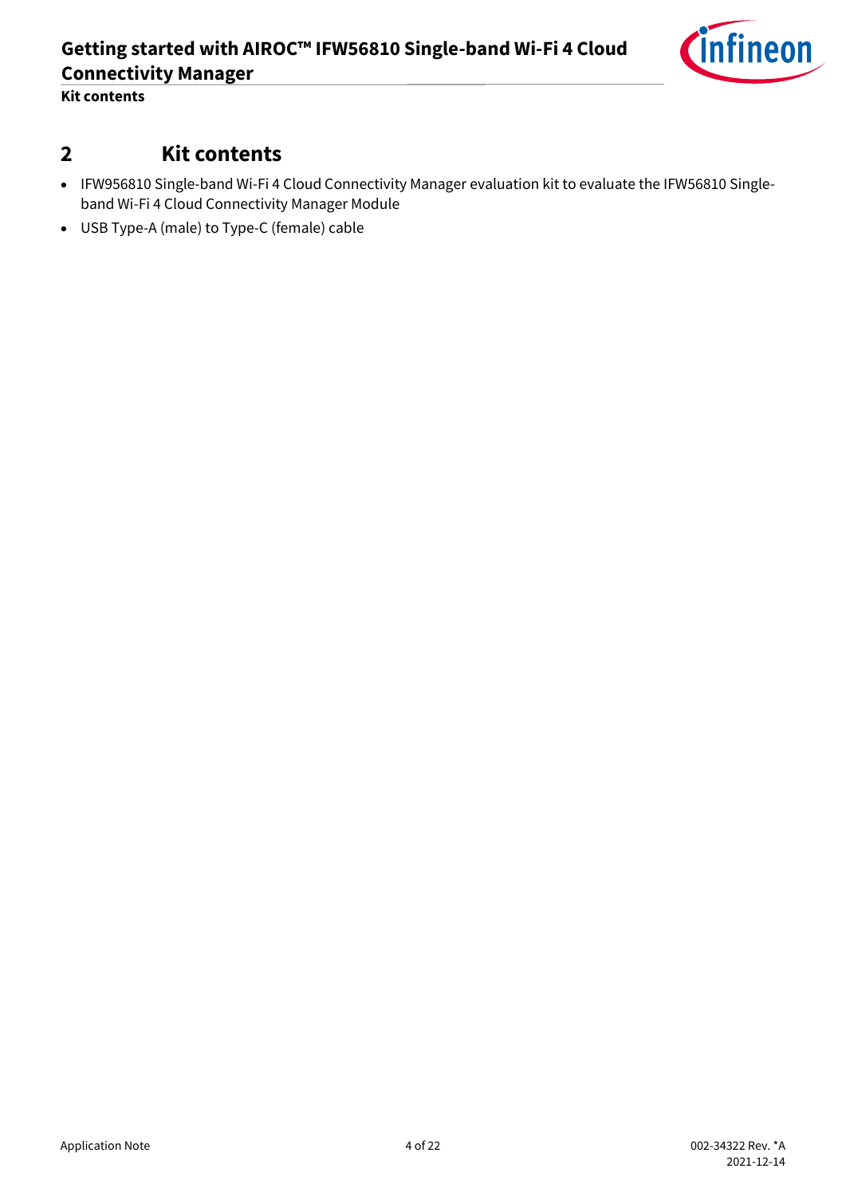## 2 Kit contents

- IFW956810 Single-band Wi-Fi 4 Cloud Connectivity Manager evaluation kit to evaluate the IFW56810 Single-band Wi-Fi 4 Cloud Connectivity Manager Module
- USB Type-A (male) to Type-C (female) cable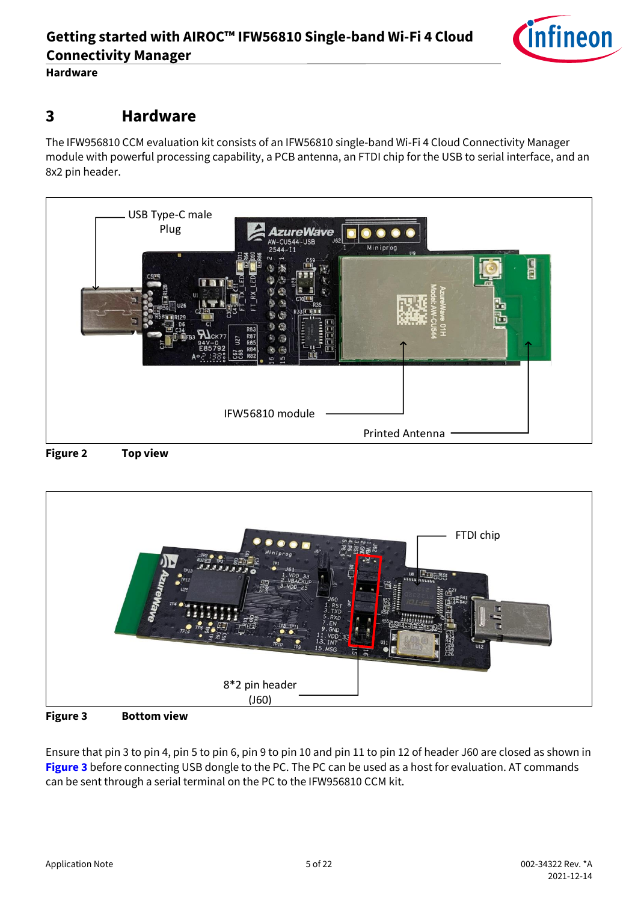# 3 Hardware

The IFW956810 CCM evaluation kit consists of an IFW56810 single-band Wi-Fi 4 Cloud Connectivity Manager module with powerful processing capability, a PCB antenna, an FTDI chip for the USB to serial interface, and an 8x2 pin header.

USB Type-C male Plug

IFW56810 module

Printed Antenna

**Figure 2 Top view**

FTDI chip

8*2 pin header (J60)

**Figure 3 Bottom view**

Ensure that pin 3 to pin 4, pin 5 to pin 6, pin 9 to pin 10 and pin 11 to pin 12 of header J60 are closed as shown in **Figure 3** before connecting USB dongle to the PC. The PC can be used as a host for evaluation. AT commands can be sent through a serial terminal on the PC to the IFW956810 CCM kit.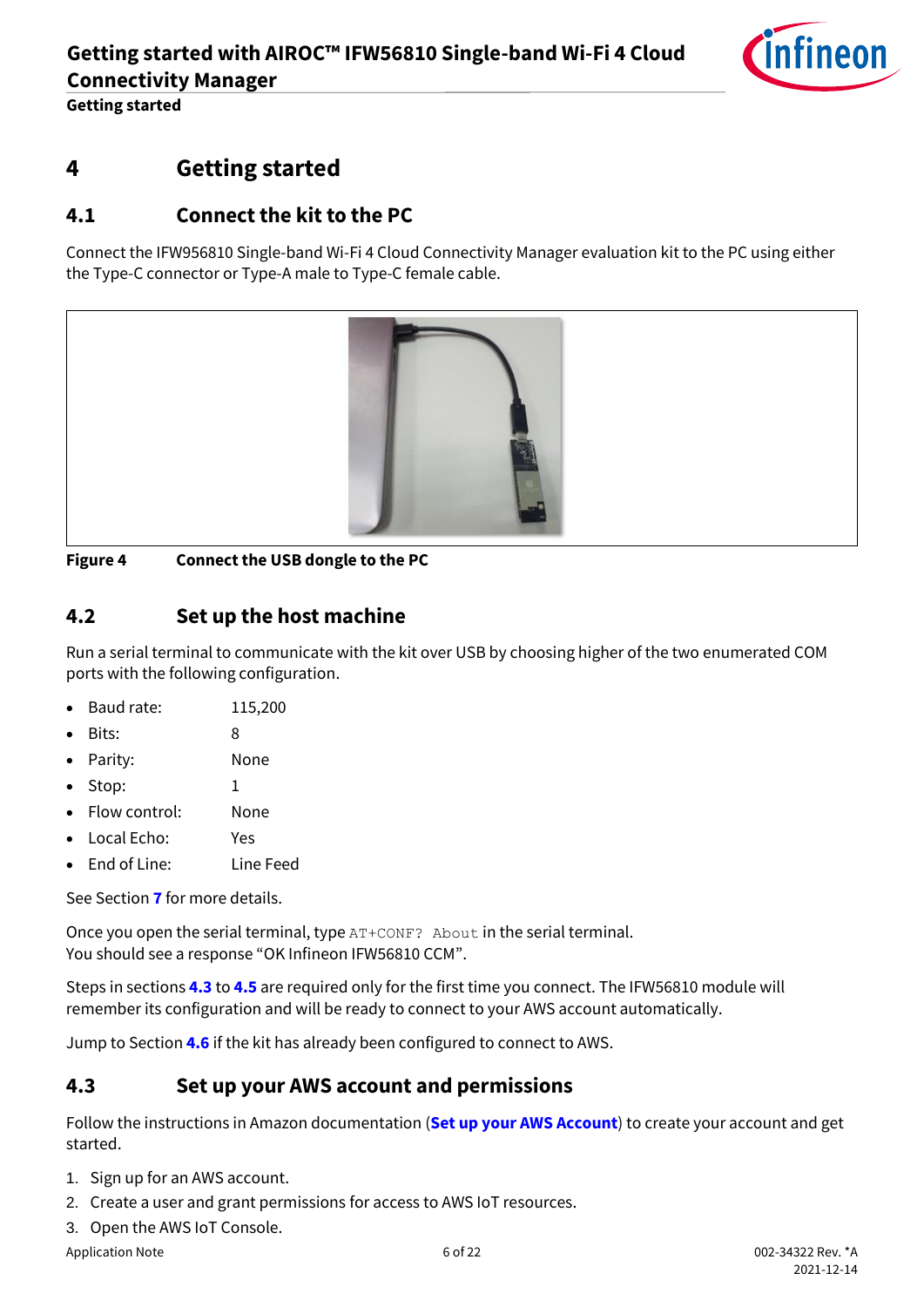# 4 Getting started

## 4.1 Connect the kit to the PC

Connect the IFW956810 Single-band Wi-Fi 4 Cloud Connectivity Manager evaluation kit to the PC using either the Type-C connector or Type-A male to Type-C female cable.

**Figure 4 Connect the USB dongle to the PC**

## 4.2 Set up the host machine

Run a serial terminal to communicate with the kit over USB by choosing higher of the two enumerated COM ports with the following configuration.

- Baud rate: 115,200
- Bits: 8
- Parity: None
- Stop: 1
- Flow control: None
- Local Echo: Yes
- End of Line: Line Feed

See Section **7** for more details.

Once you open the serial terminal, type `AT+CONF? About` in the serial terminal.
You should see a response "OK Infineon IFW56810 CCM".

Steps in sections **4.3** to **4.5** are required only for the first time you connect. The IFW56810 module will remember its configuration and will be ready to connect to your AWS account automatically.

Jump to Section **4.6** if the kit has already been configured to connect to AWS.

## 4.3 Set up your AWS account and permissions

Follow the instructions in Amazon documentation (**Set up your AWS Account**) to create your account and get started.

1. Sign up for an AWS account.
2. Create a user and grant permissions for access to AWS IoT resources.
3. Open the AWS IoT Console.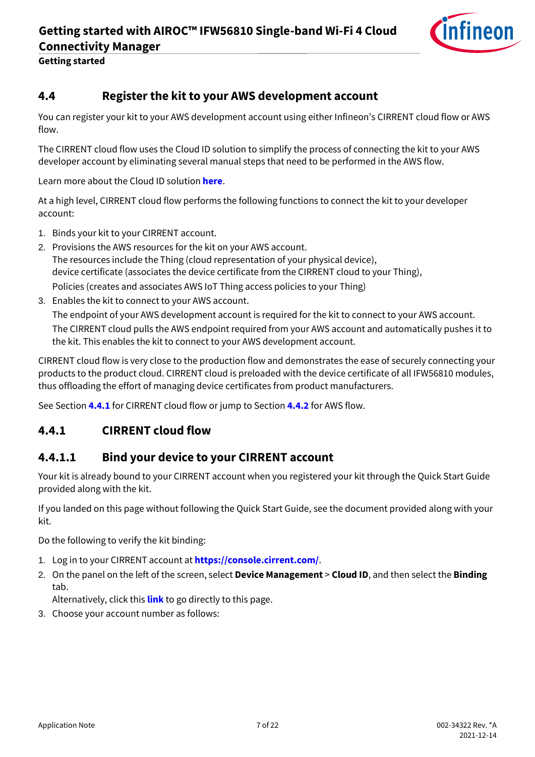## 4.4 Register the kit to your AWS development account

You can register your kit to your AWS development account using either Infineon's CIRRENT cloud flow or AWS flow.

The CIRRENT cloud flow uses the Cloud ID solution to simplify the process of connecting the kit to your AWS developer account by eliminating several manual steps that need to be performed in the AWS flow.

Learn more about the Cloud ID solution **here**.

At a high level, CIRRENT cloud flow performs the following functions to connect the kit to your developer account:

1. Binds your kit to your CIRRENT account.
2. Provisions the AWS resources for the kit on your AWS account.
   The resources include the Thing (cloud representation of your physical device),
   device certificate (associates the device certificate from the CIRRENT cloud to your Thing),
   Policies (creates and associates AWS IoT Thing access policies to your Thing)
3. Enables the kit to connect to your AWS account.
   The endpoint of your AWS development account is required for the kit to connect to your AWS account.
   The CIRRENT cloud pulls the AWS endpoint required from your AWS account and automatically pushes it to the kit. This enables the kit to connect to your AWS development account.

CIRRENT cloud flow is very close to the production flow and demonstrates the ease of securely connecting your products to the product cloud. CIRRENT cloud is preloaded with the device certificate of all IFW56810 modules, thus offloading the effort of managing device certificates from product manufacturers.

See Section **4.4.1** for CIRRENT cloud flow or jump to Section **4.4.2** for AWS flow.

### 4.4.1 CIRRENT cloud flow

#### 4.4.1.1 Bind your device to your CIRRENT account

Your kit is already bound to your CIRRENT account when you registered your kit through the Quick Start Guide provided along with the kit.

If you landed on this page without following the Quick Start Guide, see the document provided along with your kit.

Do the following to verify the kit binding:

1. Log in to your CIRRENT account at **https://console.cirrent.com/**.
2. On the panel on the left of the screen, select **Device Management** > **Cloud ID**, and then select the **Binding** tab.
   Alternatively, click this **link** to go directly to this page.
3. Choose your account number as follows: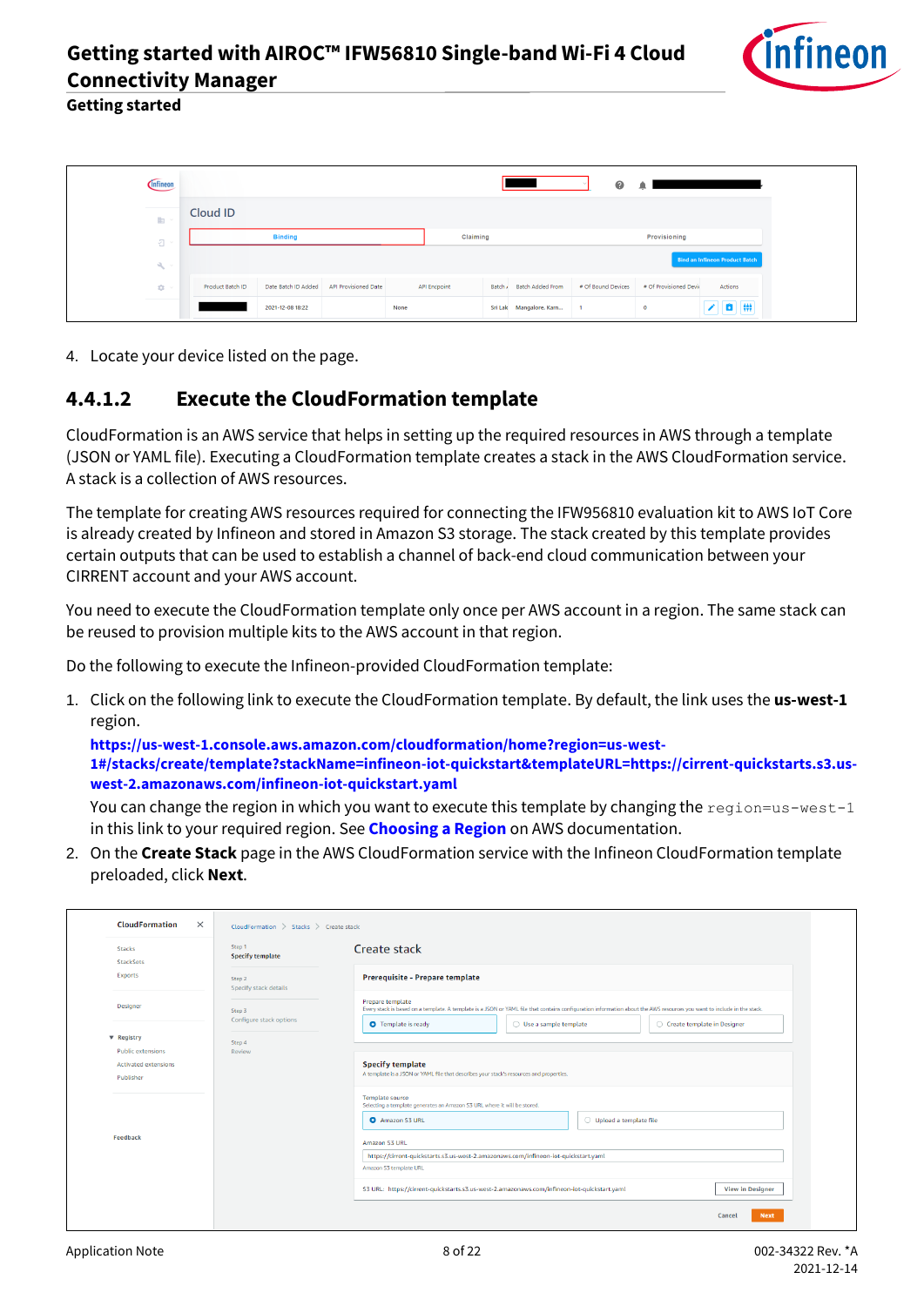4. Locate your device listed on the page.

### 4.4.1.2 Execute the CloudFormation template

CloudFormation is an AWS service that helps in setting up the required resources in AWS through a template (JSON or YAML file). Executing a CloudFormation template creates a stack in the AWS CloudFormation service. A stack is a collection of AWS resources.

The template for creating AWS resources required for connecting the IFW956810 evaluation kit to AWS IoT Core is already created by Infineon and stored in Amazon S3 storage. The stack created by this template provides certain outputs that can be used to establish a channel of back-end cloud communication between your CIRRENT account and your AWS account.

You need to execute the CloudFormation template only once per AWS account in a region. The same stack can be reused to provision multiple kits to the AWS account in that region.

Do the following to execute the Infineon-provided CloudFormation template:

1. Click on the following link to execute the CloudFormation template. By default, the link uses the **us-west-1** region.
   **https://us-west-1.console.aws.amazon.com/cloudformation/home?region=us-west-1#/stacks/create/template?stackName=infineon-iot-quickstart&templateURL=https://cirrent-quickstarts.s3.us-west-2.amazonaws.com/infineon-iot-quickstart.yaml**
   You can change the region in which you want to execute this template by changing the `region=us-west-1` in this link to your required region. See **Choosing a Region** on AWS documentation.
2. On the **Create Stack** page in the AWS CloudFormation service with the Infineon CloudFormation template preloaded, click **Next**.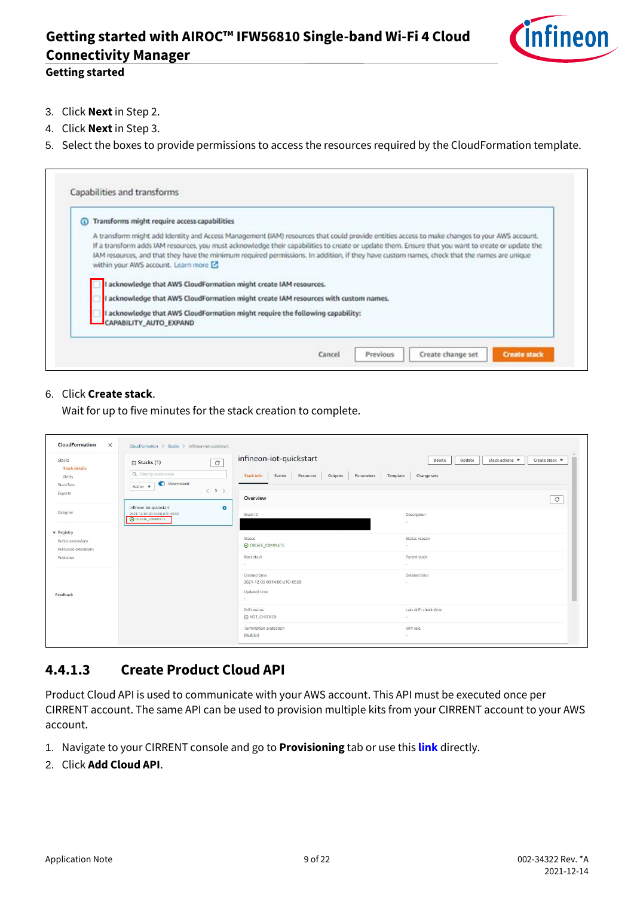3. Click **Next** in Step 2.
4. Click **Next** in Step 3.
5. Select the boxes to provide permissions to access the resources required by the CloudFormation template.

6. Click **Create stack**.

   Wait for up to five minutes for the stack creation to complete.

### 4.4.1.3 Create Product Cloud API

Product Cloud API is used to communicate with your AWS account. This API must be executed once per CIRRENT account. The same API can be used to provision multiple kits from your CIRRENT account to your AWS account.

1. Navigate to your CIRRENT console and go to **Provisioning** tab or use this **link** directly.
2. Click **Add Cloud API**.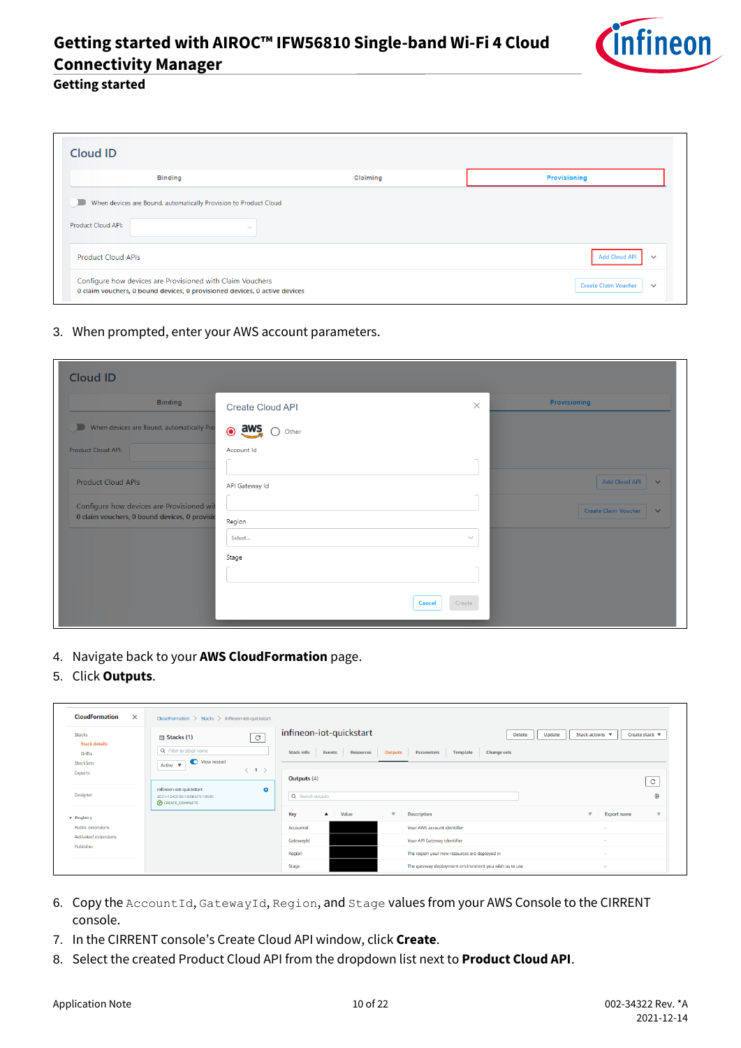3. When prompted, enter your AWS account parameters.

4. Navigate back to your **AWS CloudFormation** page.
5. Click **Outputs**.

6. Copy the `AccountId`, `GatewayId`, `Region`, and `Stage` values from your AWS Console to the CIRRENT console.
7. In the CIRRENT console's Create Cloud API window, click **Create**.
8. Select the created Product Cloud API from the dropdown list next to **Product Cloud API**.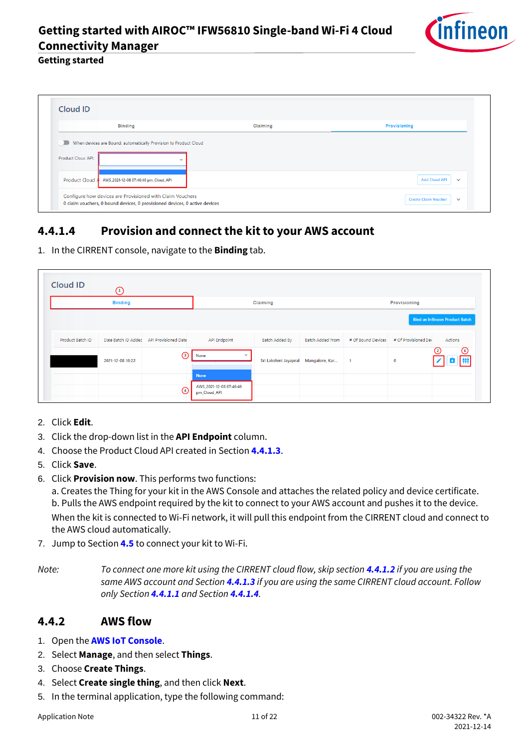### 4.4.1.4 Provision and connect the kit to your AWS account

1. In the CIRRENT console, navigate to the **Binding** tab.
2. Click **Edit**.
3. Click the drop-down list in the **API Endpoint** column.
4. Choose the Product Cloud API created in Section **4.4.1.3**.
5. Click **Save**.
6. Click **Provision now**. This performs two functions:
   a. Creates the Thing for your kit in the AWS Console and attaches the related policy and device certificate.
   b. Pulls the AWS endpoint required by the kit to connect to your AWS account and pushes it to the device.
   When the kit is connected to Wi-Fi network, it will pull this endpoint from the CIRRENT cloud and connect to the AWS cloud automatically.
7. Jump to Section **4.5** to connect your kit to Wi-Fi.

*Note: To connect one more kit using the CIRRENT cloud flow, skip section* ***4.4.1.2*** *if you are using the same AWS account and Section* ***4.4.1.3*** *if you are using the same CIRRENT cloud account. Follow only Section* ***4.4.1.1*** *and Section* ***4.4.1.4****.*

## 4.4.2 AWS flow

1. Open the **AWS IoT Console**.
2. Select **Manage**, and then select **Things**.
3. Choose **Create Things**.
4. Select **Create single thing**, and then click **Next**.
5. In the terminal application, type the following command: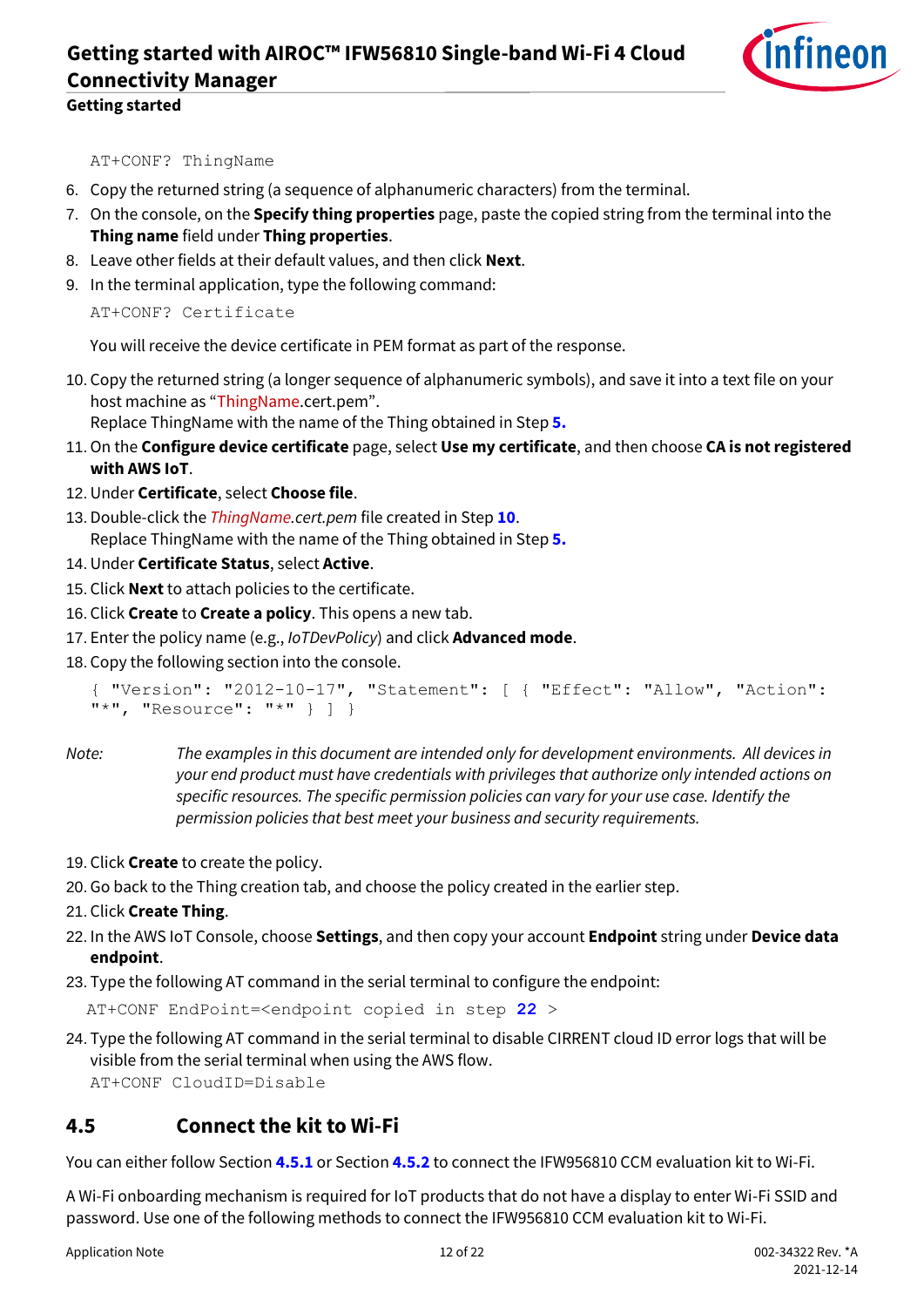```
AT+CONF? ThingName
```

6. Copy the returned string (a sequence of alphanumeric characters) from the terminal.
7. On the console, on the **Specify thing properties** page, paste the copied string from the terminal into the **Thing name** field under **Thing properties**.
8. Leave other fields at their default values, and then click **Next**.
9. In the terminal application, type the following command:

   ```
   AT+CONF? Certificate
   ```

   You will receive the device certificate in PEM format as part of the response.

10. Copy the returned string (a longer sequence of alphanumeric symbols), and save it into a text file on your host machine as "ThingName.cert.pem".
    Replace ThingName with the name of the Thing obtained in Step **5.**
11. On the **Configure device certificate** page, select **Use my certificate**, and then choose **CA is not registered with AWS IoT**.
12. Under **Certificate**, select **Choose file**.
13. Double-click the *ThingName.cert.pem* file created in Step **10**.
    Replace ThingName with the name of the Thing obtained in Step **5.**
14. Under **Certificate Status**, select **Active**.
15. Click **Next** to attach policies to the certificate.
16. Click **Create** to **Create a policy**. This opens a new tab.
17. Enter the policy name (e.g., *IoTDevPolicy*) and click **Advanced mode**.
18. Copy the following section into the console.

    ```
    { "Version": "2012-10-17", "Statement": [ { "Effect": "Allow", "Action":
    "*", "Resource": "*" } ] }
    ```

*Note: The examples in this document are intended only for development environments. All devices in your end product must have credentials with privileges that authorize only intended actions on specific resources. The specific permission policies can vary for your use case. Identify the permission policies that best meet your business and security requirements.*

19. Click **Create** to create the policy.
20. Go back to the Thing creation tab, and choose the policy created in the earlier step.
21. Click **Create Thing**.
22. In the AWS IoT Console, choose **Settings**, and then copy your account **Endpoint** string under **Device data endpoint**.
23. Type the following AT command in the serial terminal to configure the endpoint:

    ```
    AT+CONF EndPoint=<endpoint copied in step 22 >
    ```

24. Type the following AT command in the serial terminal to disable CIRRENT cloud ID error logs that will be visible from the serial terminal when using the AWS flow.

    ```
    AT+CONF CloudID=Disable
    ```

## 4.5 Connect the kit to Wi-Fi

You can either follow Section **4.5.1** or Section **4.5.2** to connect the IFW956810 CCM evaluation kit to Wi-Fi.

A Wi-Fi onboarding mechanism is required for IoT products that do not have a display to enter Wi-Fi SSID and password. Use one of the following methods to connect the IFW956810 CCM evaluation kit to Wi-Fi.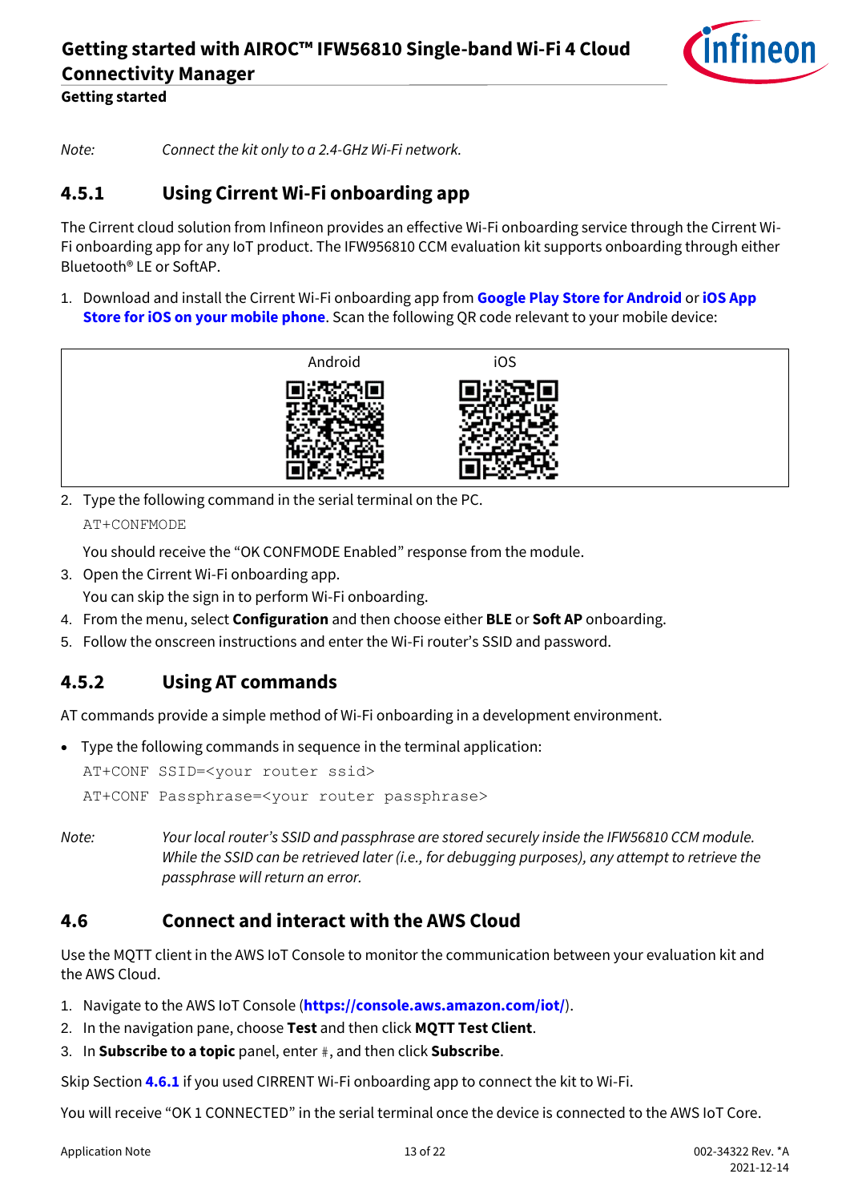*Note: Connect the kit only to a 2.4-GHz Wi-Fi network.*

### 4.5.1 Using Current Wi-Fi onboarding app

The Current cloud solution from Infineon provides an effective Wi-Fi onboarding service through the Current Wi-Fi onboarding app for any IoT product. The IFW956810 CCM evaluation kit supports onboarding through either Bluetooth® LE or SoftAP.

1. Download and install the Current Wi-Fi onboarding app from **Google Play Store for Android** or **iOS App Store for iOS on your mobile phone**. Scan the following QR code relevant to your mobile device:

| Android | iOS |
| --- | --- |
| | |

2. Type the following command in the serial terminal on the PC.

   ```
   AT+CONFMODE
   ```

   You should receive the "OK CONFMODE Enabled" response from the module.
3. Open the Current Wi-Fi onboarding app.

   You can skip the sign in to perform Wi-Fi onboarding.
4. From the menu, select **Configuration** and then choose either **BLE** or **Soft AP** onboarding.
5. Follow the onscreen instructions and enter the Wi-Fi router's SSID and password.

### 4.5.2 Using AT commands

AT commands provide a simple method of Wi-Fi onboarding in a development environment.

- Type the following commands in sequence in the terminal application:

  ```
  AT+CONF SSID=<your router ssid>
  AT+CONF Passphrase=<your router passphrase>
  ```

*Note: Your local router's SSID and passphrase are stored securely inside the IFW56810 CCM module. While the SSID can be retrieved later (i.e., for debugging purposes), any attempt to retrieve the passphrase will return an error.*

## 4.6 Connect and interact with the AWS Cloud

Use the MQTT client in the AWS IoT Console to monitor the communication between your evaluation kit and the AWS Cloud.

1. Navigate to the AWS IoT Console (**https://console.aws.amazon.com/iot/**).
2. In the navigation pane, choose **Test** and then click **MQTT Test Client**.
3. In **Subscribe to a topic** panel, enter `#`, and then click **Subscribe**.

Skip Section **4.6.1** if you used CIRRENT Wi-Fi onboarding app to connect the kit to Wi-Fi.

You will receive "OK 1 CONNECTED" in the serial terminal once the device is connected to the AWS IoT Core.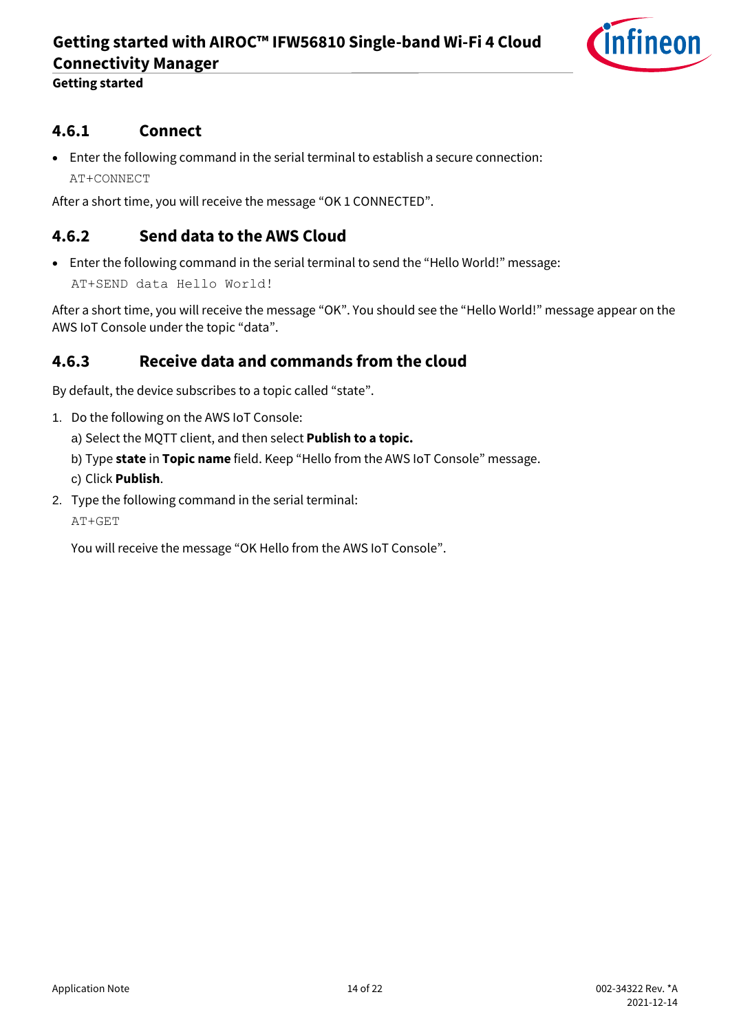### 4.6.1 Connect

- Enter the following command in the serial terminal to establish a secure connection:

```
AT+CONNECT
```

After a short time, you will receive the message "OK 1 CONNECTED".

### 4.6.2 Send data to the AWS Cloud

- Enter the following command in the serial terminal to send the "Hello World!" message:

```
AT+SEND data Hello World!
```

After a short time, you will receive the message "OK". You should see the "Hello World!" message appear on the AWS IoT Console under the topic "data".

### 4.6.3 Receive data and commands from the cloud

By default, the device subscribes to a topic called "state".

1. Do the following on the AWS IoT Console:
   a) Select the MQTT client, and then select **Publish to a topic.**
   b) Type **state** in **Topic name** field. Keep "Hello from the AWS IoT Console" message.
   c) Click **Publish**.
2. Type the following command in the serial terminal:

   ```
   AT+GET
   ```

   You will receive the message "OK Hello from the AWS IoT Console".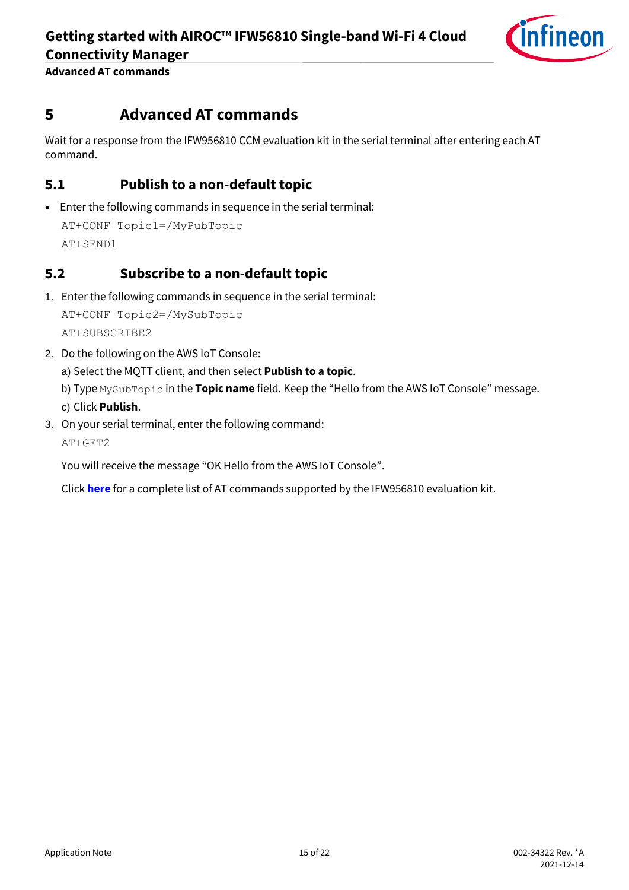# 5 Advanced AT commands

Wait for a response from the IFW956810 CCM evaluation kit in the serial terminal after entering each AT command.

## 5.1 Publish to a non-default topic

- Enter the following commands in sequence in the serial terminal:

```
AT+CONF Topic1=/MyPubTopic
AT+SEND1
```

## 5.2 Subscribe to a non-default topic

1. Enter the following commands in sequence in the serial terminal:

   ```
   AT+CONF Topic2=/MySubTopic
   AT+SUBSCRIBE2
   ```

2. Do the following on the AWS IoT Console:

   a) Select the MQTT client, and then select **Publish to a topic**.

   b) Type `MySubTopic` in the **Topic name** field. Keep the "Hello from the AWS IoT Console" message.

   c) Click **Publish**.

3. On your serial terminal, enter the following command:

   ```
   AT+GET2
   ```

   You will receive the message "OK Hello from the AWS IoT Console".

   Click **here** for a complete list of AT commands supported by the IFW956810 evaluation kit.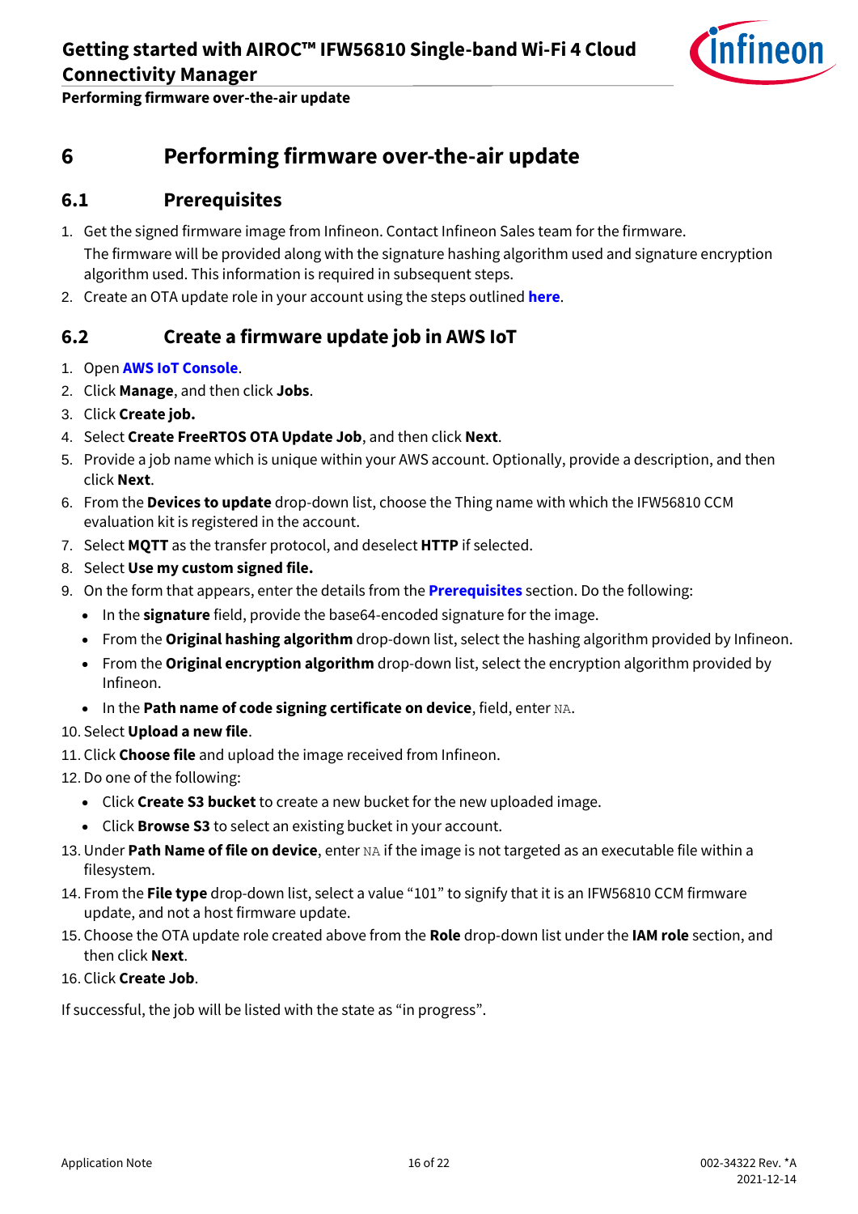# 6 Performing firmware over-the-air update

## 6.1 Prerequisites

1. Get the signed firmware image from Infineon. Contact Infineon Sales team for the firmware.
   The firmware will be provided along with the signature hashing algorithm used and signature encryption algorithm used. This information is required in subsequent steps.
2. Create an OTA update role in your account using the steps outlined **here**.

## 6.2 Create a firmware update job in AWS IoT

1. Open **AWS IoT Console**.
2. Click **Manage**, and then click **Jobs**.
3. Click **Create job.**
4. Select **Create FreeRTOS OTA Update Job**, and then click **Next**.
5. Provide a job name which is unique within your AWS account. Optionally, provide a description, and then click **Next**.
6. From the **Devices to update** drop-down list, choose the Thing name with which the IFW56810 CCM evaluation kit is registered in the account.
7. Select **MQTT** as the transfer protocol, and deselect **HTTP** if selected.
8. Select **Use my custom signed file.**
9. On the form that appears, enter the details from the **Prerequisites** section. Do the following:
   - In the **signature** field, provide the base64-encoded signature for the image.
   - From the **Original hashing algorithm** drop-down list, select the hashing algorithm provided by Infineon.
   - From the **Original encryption algorithm** drop-down list, select the encryption algorithm provided by Infineon.
   - In the **Path name of code signing certificate on device**, field, enter `NA`.
10. Select **Upload a new file**.
11. Click **Choose file** and upload the image received from Infineon.
12. Do one of the following:
    - Click **Create S3 bucket** to create a new bucket for the new uploaded image.
    - Click **Browse S3** to select an existing bucket in your account.
13. Under **Path Name of file on device**, enter `NA` if the image is not targeted as an executable file within a filesystem.
14. From the **File type** drop-down list, select a value "101" to signify that it is an IFW56810 CCM firmware update, and not a host firmware update.
15. Choose the OTA update role created above from the **Role** drop-down list under the **IAM role** section, and then click **Next**.
16. Click **Create Job**.

If successful, the job will be listed with the state as "in progress".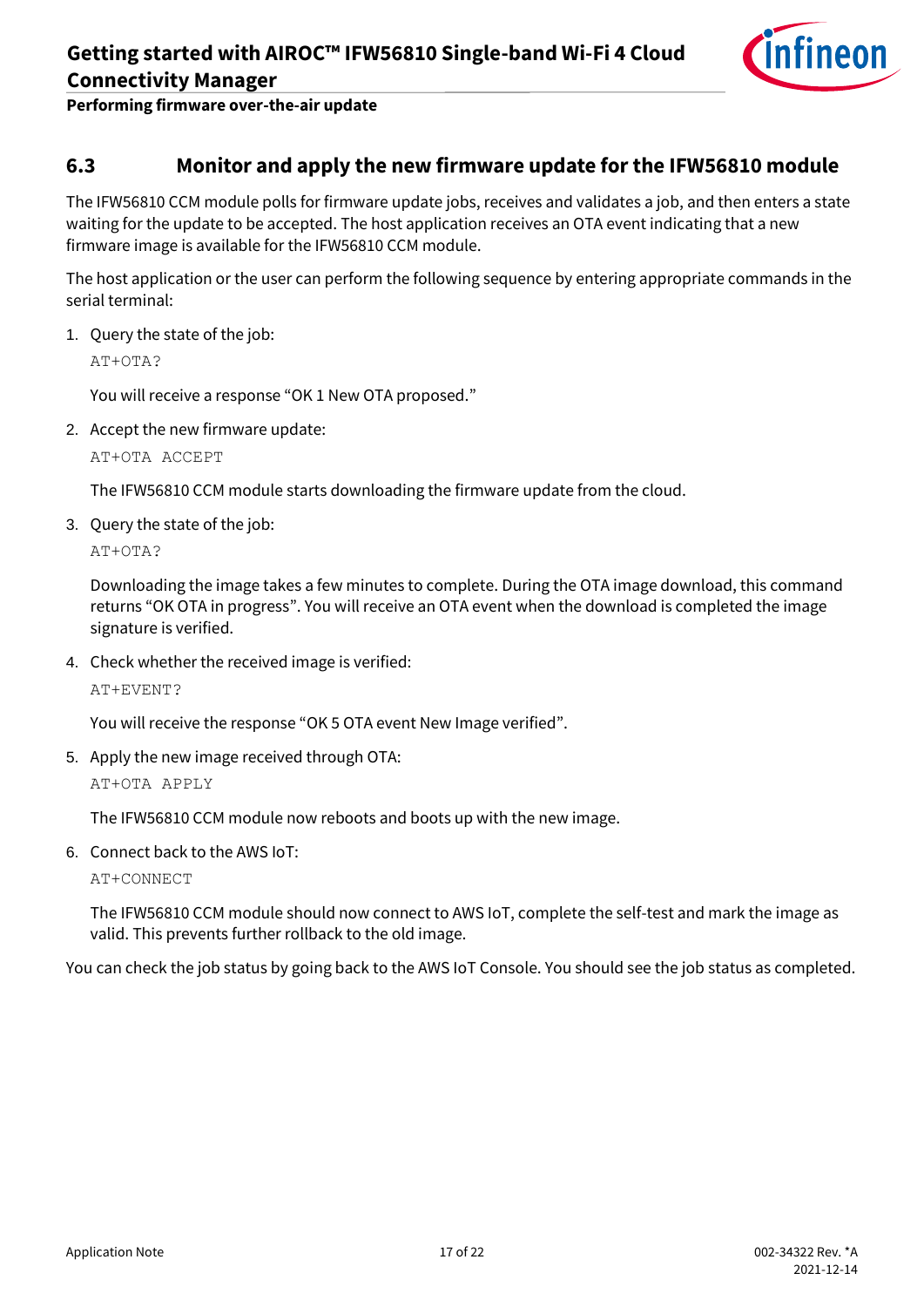## 6.3 Monitor and apply the new firmware update for the IFW56810 module

The IFW56810 CCM module polls for firmware update jobs, receives and validates a job, and then enters a state waiting for the update to be accepted. The host application receives an OTA event indicating that a new firmware image is available for the IFW56810 CCM module.

The host application or the user can perform the following sequence by entering appropriate commands in the serial terminal:

1. Query the state of the job:

   ```
   AT+OTA?
   ```

   You will receive a response “OK 1 New OTA proposed.”

2. Accept the new firmware update:

   ```
   AT+OTA ACCEPT
   ```

   The IFW56810 CCM module starts downloading the firmware update from the cloud.

3. Query the state of the job:

   ```
   AT+OTA?
   ```

   Downloading the image takes a few minutes to complete. During the OTA image download, this command returns “OK OTA in progress”. You will receive an OTA event when the download is completed the image signature is verified.

4. Check whether the received image is verified:

   ```
   AT+EVENT?
   ```

   You will receive the response “OK 5 OTA event New Image verified”.

5. Apply the new image received through OTA:

   ```
   AT+OTA APPLY
   ```

   The IFW56810 CCM module now reboots and boots up with the new image.

6. Connect back to the AWS IoT:

   ```
   AT+CONNECT
   ```

   The IFW56810 CCM module should now connect to AWS IoT, complete the self-test and mark the image as valid. This prevents further rollback to the old image.

You can check the job status by going back to the AWS IoT Console. You should see the job status as completed.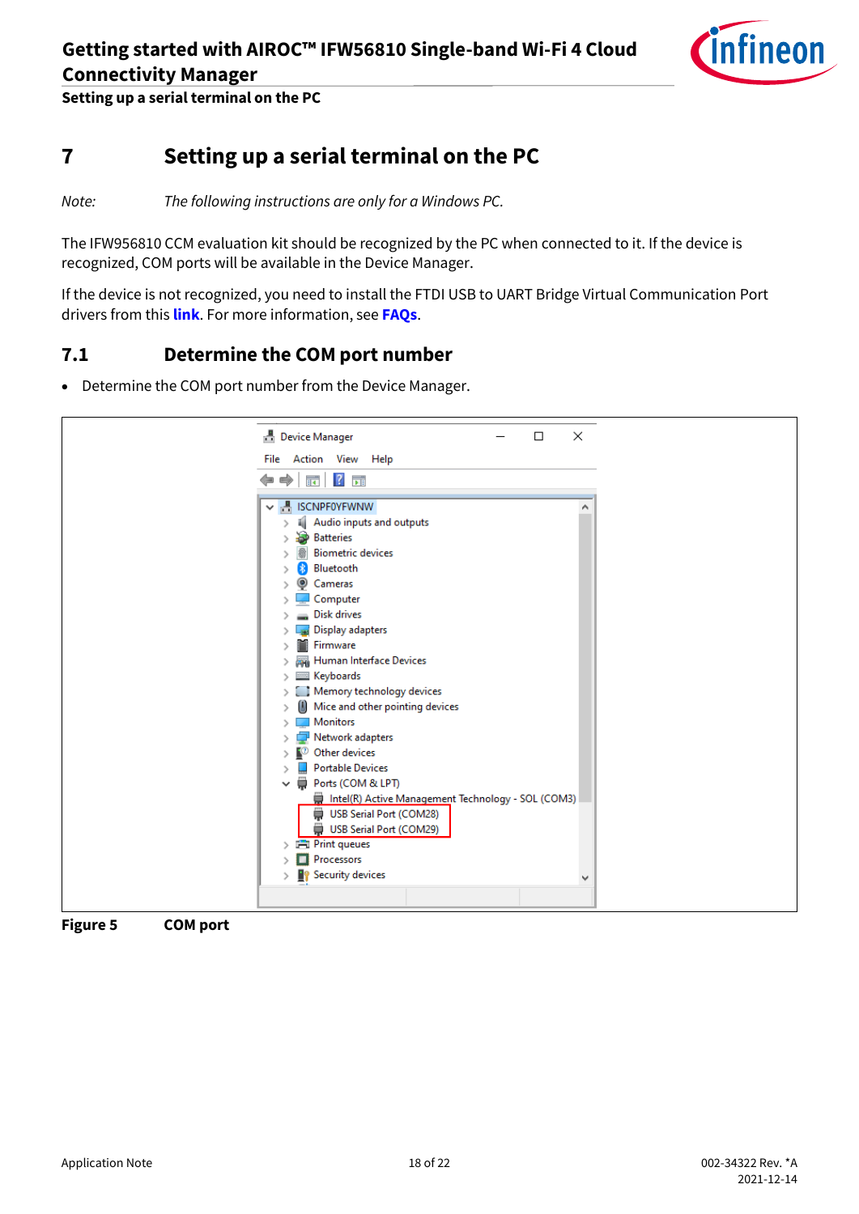# 7 Setting up a serial terminal on the PC

*Note: The following instructions are only for a Windows PC.*

The IFW956810 CCM evaluation kit should be recognized by the PC when connected to it. If the device is recognized, COM ports will be available in the Device Manager.

If the device is not recognized, you need to install the FTDI USB to UART Bridge Virtual Communication Port drivers from this **link**. For more information, see **FAQs**.

## 7.1 Determine the COM port number

- Determine the COM port number from the Device Manager.

**Figure 5 COM port**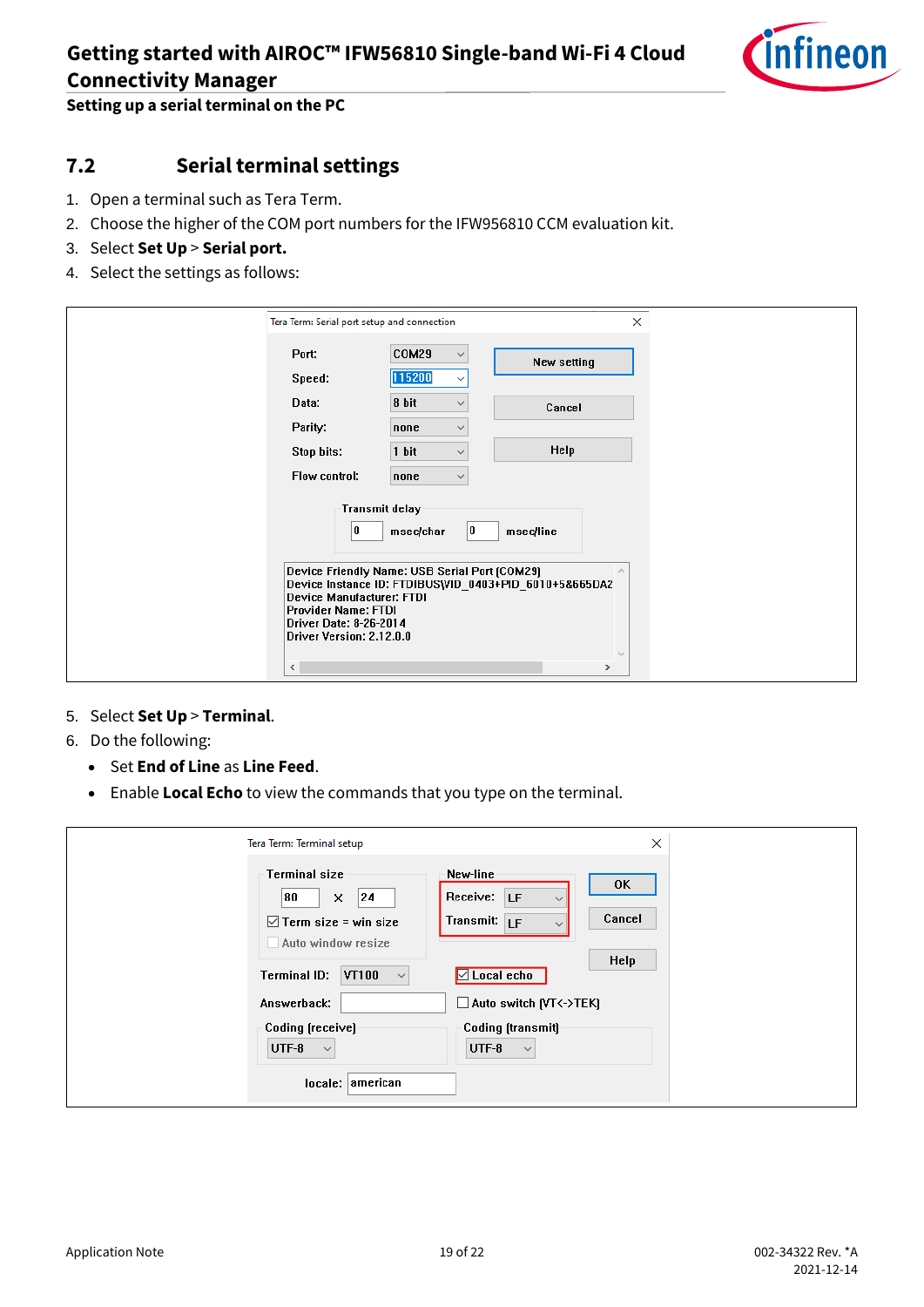## 7.2 Serial terminal settings

1. Open a terminal such as Tera Term.
2. Choose the higher of the COM port numbers for the IFW956810 CCM evaluation kit.
3. Select **Set Up** > **Serial port.**
4. Select the settings as follows:

5. Select **Set Up** > **Terminal**.
6. Do the following:
   - Set **End of Line** as **Line Feed**.
   - Enable **Local Echo** to view the commands that you type on the terminal.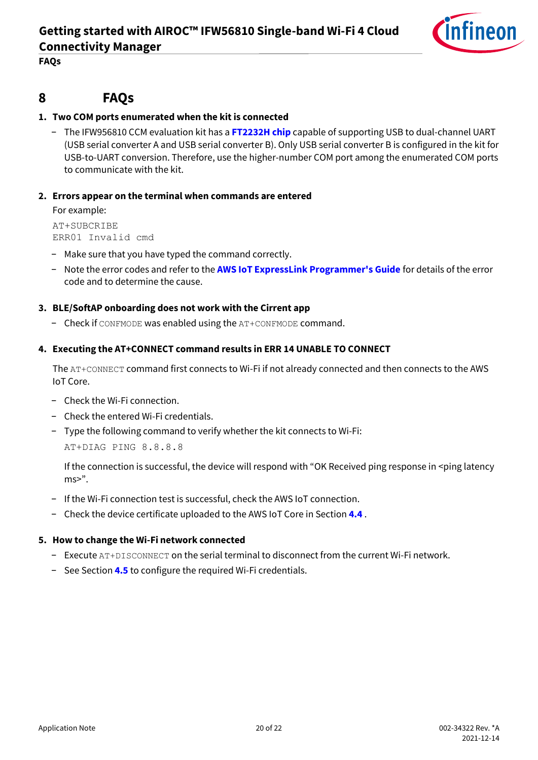# 8 FAQs

**1. Two COM ports enumerated when the kit is connected**

- The IFW956810 CCM evaluation kit has a **FT2232H chip** capable of supporting USB to dual-channel UART (USB serial converter A and USB serial converter B). Only USB serial converter B is configured in the kit for USB-to-UART conversion. Therefore, use the higher-number COM port among the enumerated COM ports to communicate with the kit.

**2. Errors appear on the terminal when commands are entered**

For example:

```
AT+SUBCRIBE
ERR01 Invalid cmd
```

- Make sure that you have typed the command correctly.
- Note the error codes and refer to the **AWS IoT ExpressLink Programmer's Guide** for details of the error code and to determine the cause.

**3. BLE/SoftAP onboarding does not work with the Current app**

- Check if `CONFMODE` was enabled using the `AT+CONFMODE` command.

**4. Executing the AT+CONNECT command results in ERR 14 UNABLE TO CONNECT**

The `AT+CONNECT` command first connects to Wi-Fi if not already connected and then connects to the AWS IoT Core.

- Check the Wi-Fi connection.
- Check the entered Wi-Fi credentials.
- Type the following command to verify whether the kit connects to Wi-Fi:

  ```
  AT+DIAG PING 8.8.8.8
  ```

  If the connection is successful, the device will respond with "OK Received ping response in <ping latency ms>".

- If the Wi-Fi connection test is successful, check the AWS IoT connection.
- Check the device certificate uploaded to the AWS IoT Core in Section **4.4** .

**5. How to change the Wi-Fi network connected**

- Execute `AT+DISCONNECT` on the serial terminal to disconnect from the current Wi-Fi network.
- See Section **4.5** to configure the required Wi-Fi credentials.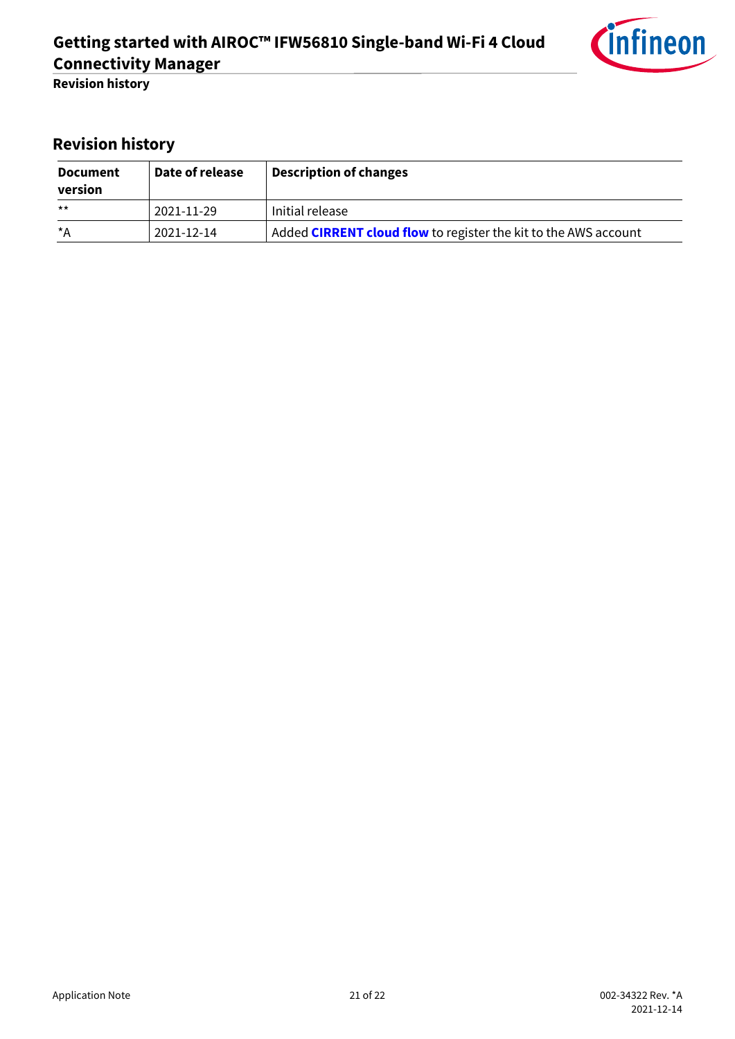## Revision history

| Document version | Date of release | Description of changes |
|---|---|---|
| ** | 2021-11-29 | Initial release |
| *A | 2021-12-14 | Added **CIRRENT cloud flow** to register the kit to the AWS account |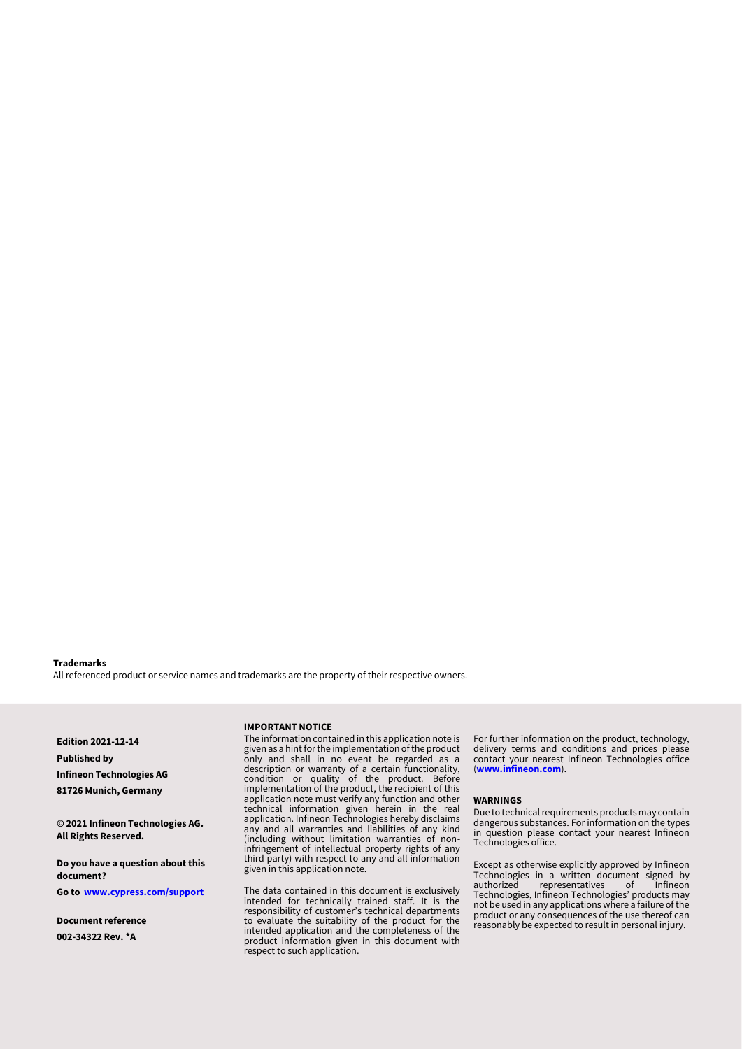**Trademarks**

All referenced product or service names and trademarks are the property of their respective owners.

**Edition 2021-12-14**

**Published by**

**Infineon Technologies AG**

**81726 Munich, Germany**

**© 2021 Infineon Technologies AG.
All Rights Reserved.**

**Do you have a question about this document?**

**Go to www.cypress.com/support**

**Document reference**

**002-34322 Rev. *A**

**IMPORTANT NOTICE**

The information contained in this application note is given as a hint for the implementation of the product only and shall in no event be regarded as a description or warranty of a certain functionality, condition or quality of the product. Before implementation of the product, the recipient of this application note must verify any function and other technical information given herein in the real application. Infineon Technologies hereby disclaims any and all warranties and liabilities of any kind (including without limitation warranties of non-infringement of intellectual property rights of any third party) with respect to any and all information given in this application note.

The data contained in this document is exclusively intended for technically trained staff. It is the responsibility of customer's technical departments to evaluate the suitability of the product for the intended application and the completeness of the product information given in this document with respect to such application.

For further information on the product, technology, delivery terms and conditions and prices please contact your nearest Infineon Technologies office (**www.infineon.com**).

**WARNINGS**

Due to technical requirements products may contain dangerous substances. For information on the types in question please contact your nearest Infineon Technologies office.

Except as otherwise explicitly approved by Infineon Technologies in a written document signed by authorized representatives of Infineon Technologies, Infineon Technologies' products may not be used in any applications where a failure of the product or any consequences of the use thereof can reasonably be expected to result in personal injury.